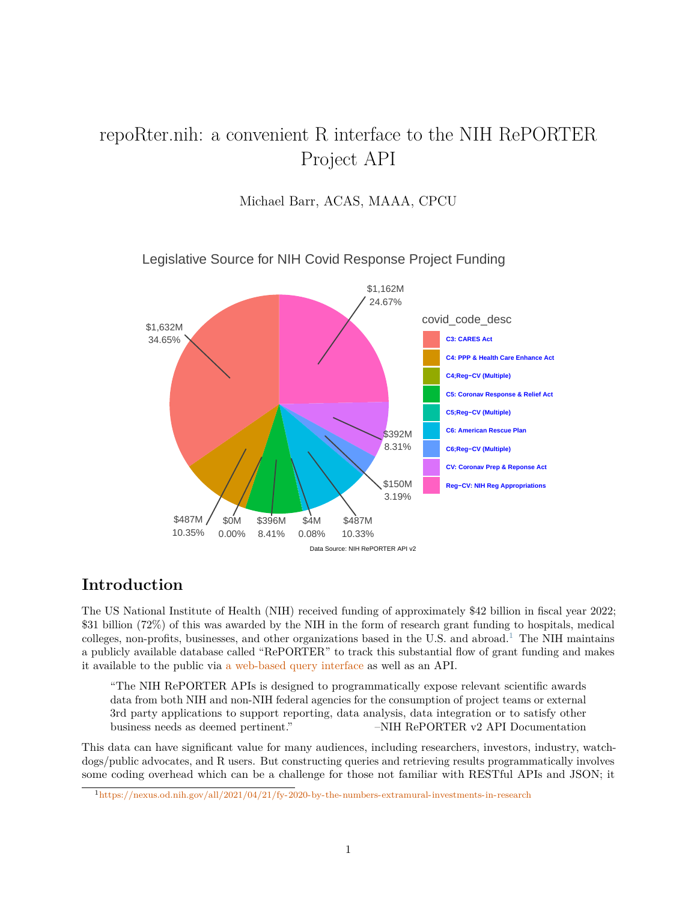# repoRter.nih: a convenient R interface to the NIH RePORTER Project API

Michael Barr, ACAS, MAAA, CPCU

Legislative Source for NIH Covid Response Project Funding

| covid_code_desc | Funding | Share |
|---|---|---|
| C3: CARES Act | $1,632M | 34.65% |
| C4: PPP & Health Care Enhance Act | $487M | 10.35% |
| C4;Reg−CV (Multiple) | $0M | 0.00% |
| C5: Coronav Response & Relief Act | $396M | 8.41% |
| C5;Reg−CV (Multiple) | $4M | 0.08% |
| C6: American Rescue Plan | $487M | 10.33% |
| C6;Reg−CV (Multiple) | $150M | 3.19% |
| CV: Coronav Prep & Reponse Act | $392M | 8.31% |
| Reg−CV: NIH Reg Appropriations | $1,162M | 24.67% |

Data Source: NIH RePORTER API v2

## Introduction

The US National Institute of Health (NIH) received funding of approximately $42 billion in fiscal year 2022; $31 billion (72%) of this was awarded by the NIH in the form of research grant funding to hospitals, medical colleges, non-profits, businesses, and other organizations based in the U.S. and abroad.[1] The NIH maintains a publicly available database called "RePORTER" to track this substantial flow of grant funding and makes it available to the public via a web-based query interface as well as an API.

> "The NIH RePORTER APIs is designed to programmatically expose relevant scientific awards data from both NIH and non-NIH federal agencies for the consumption of project teams or external 3rd party applications to support reporting, data analysis, data integration or to satisfy other business needs as deemed pertinent." –NIH RePORTER v2 API Documentation

This data can have significant value for many audiences, including researchers, investors, industry, watchdogs/public advocates, and R users. But constructing queries and retrieving results programmatically involves some coding overhead which can be a challenge for those not familiar with RESTful APIs and JSON; it

[1] https://nexus.od.nih.gov/all/2021/04/21/fy-2020-by-the-numbers-extramural-investments-in-research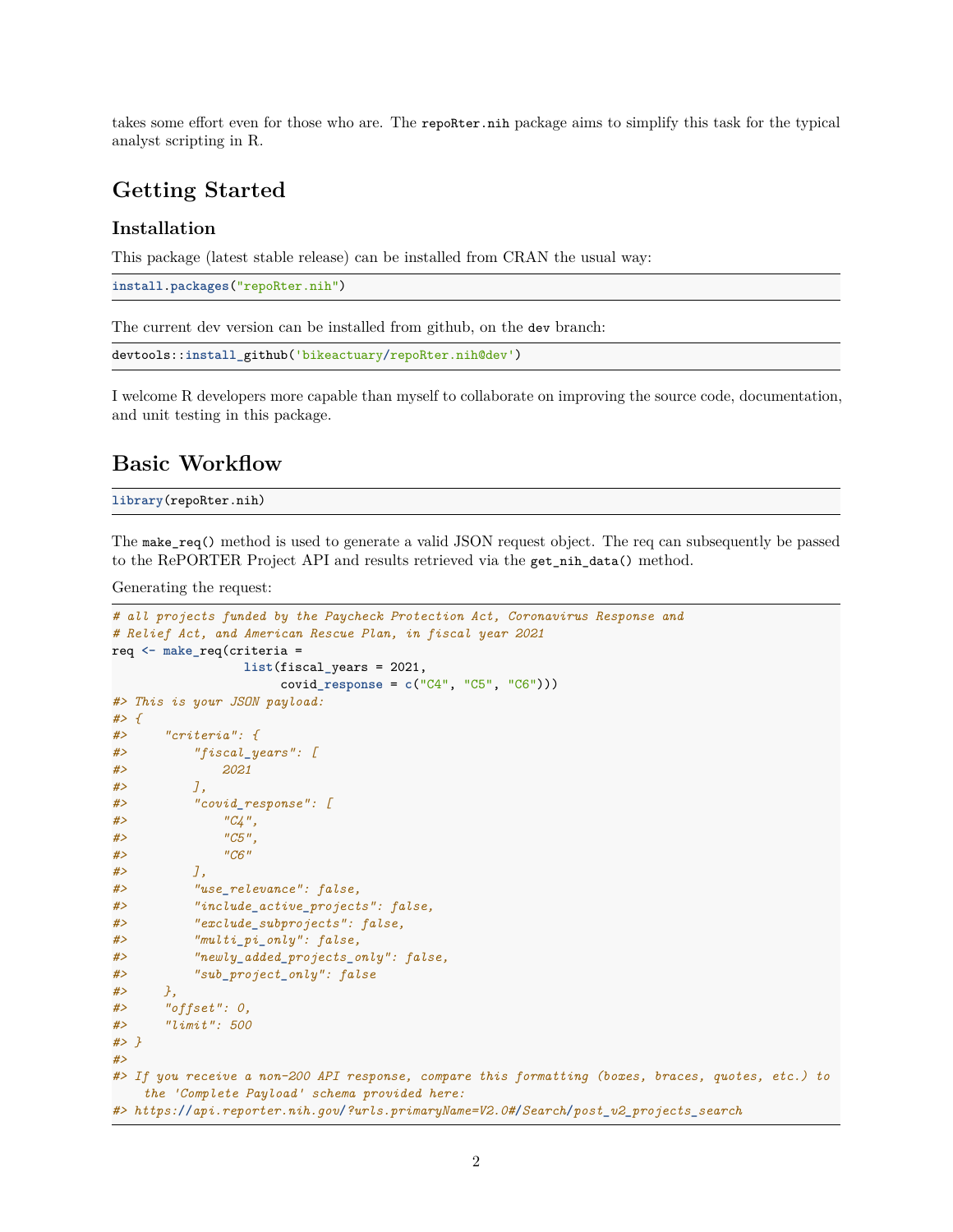takes some effort even for those who are. The `repoRter.nih` package aims to simplify this task for the typical analyst scripting in R.

## Getting Started

### Installation

This package (latest stable release) can be installed from CRAN the usual way:

```
install.packages("repoRter.nih")
```

The current dev version can be installed from github, on the `dev` branch:

```
devtools::install_github('bikeactuary/repoRter.nih@dev')
```

I welcome R developers more capable than myself to collaborate on improving the source code, documentation, and unit testing in this package.

## Basic Workflow

```
library(repoRter.nih)
```

The `make_req()` method is used to generate a valid JSON request object. The req can subsequently be passed to the RePORTER Project API and results retrieved via the `get_nih_data()` method.

Generating the request:

```
# all projects funded by the Paycheck Protection Act, Coronavirus Response and
# Relief Act, and American Rescue Plan, in fiscal year 2021
req <- make_req(criteria =
                  list(fiscal_years = 2021,
                       covid_response = c("C4", "C5", "C6")))
#> This is your JSON payload:
#> {
#>     "criteria": {
#>         "fiscal_years": [
#>             2021
#>         ],
#>         "covid_response": [
#>             "C4",
#>             "C5",
#>             "C6"
#>         ],
#>         "use_relevance": false,
#>         "include_active_projects": false,
#>         "exclude_subprojects": false,
#>         "multi_pi_only": false,
#>         "newly_added_projects_only": false,
#>         "sub_project_only": false
#>     },
#>     "offset": 0,
#>     "limit": 500
#> }
#>
#> If you receive a non-200 API response, compare this formatting (boxes, braces, quotes, etc.) to
    the 'Complete Payload' schema provided here:
#> https://api.reporter.nih.gov/?urls.primaryName=V2.0#/Search/post_v2_projects_search
```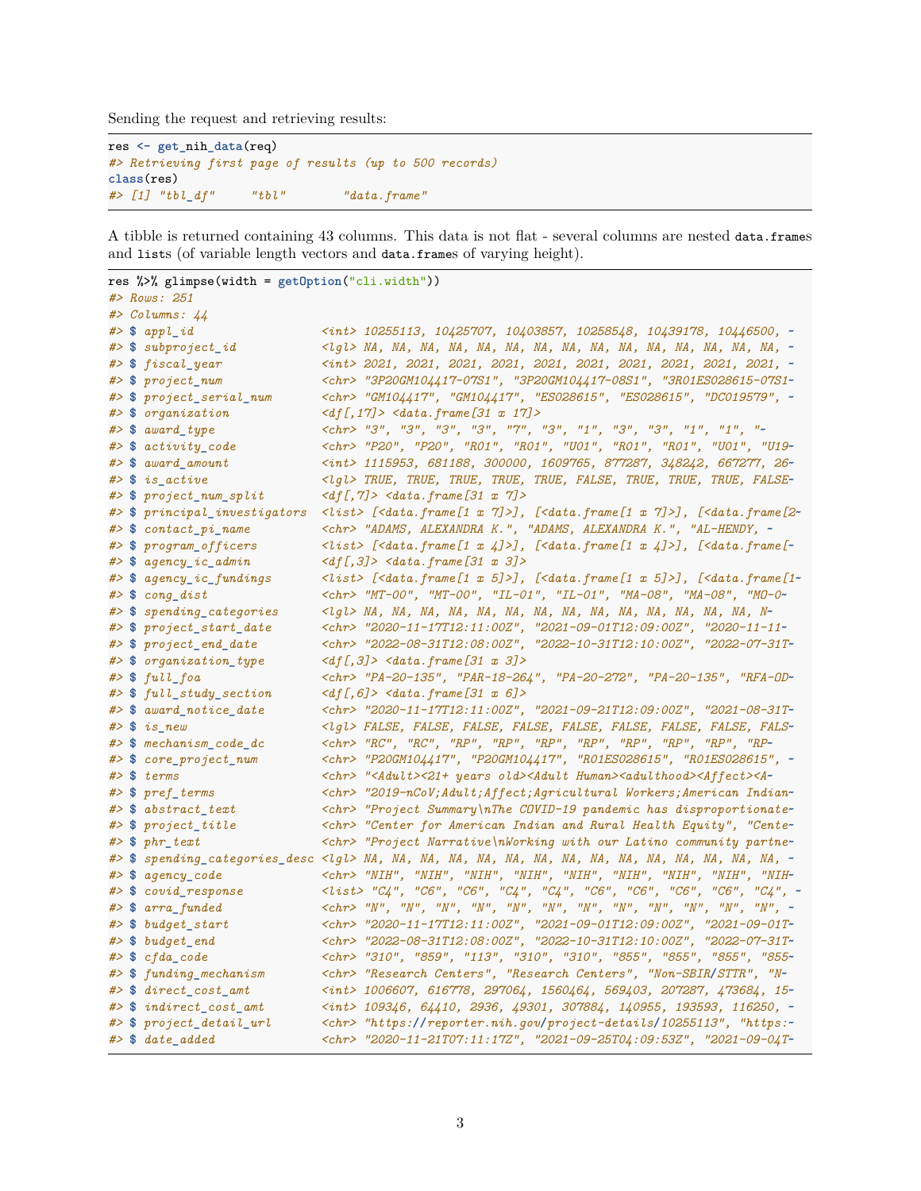Sending the request and retrieving results:

```r
res <- get_nih_data(req)
#> Retrieving first page of results (up to 500 records)
class(res)
#> [1] "tbl_df"     "tbl"        "data.frame"
```

A tibble is returned containing 43 columns. This data is not flat - several columns are nested `data.frames` and `lists` (of variable length vectors and `data.frames` of varying height).

```r
res %>% glimpse(width = getOption("cli.width"))
#> Rows: 251
#> Columns: 44
#> $ appl_id                  <int> 10255113, 10425707, 10403857, 10258548, 10439178, 10446500, ~
#> $ subproject_id            <lgl> NA, NA, NA, NA, NA, NA, NA, NA, NA, NA, NA, NA, NA, NA, NA, ~
#> $ fiscal_year              <int> 2021, 2021, 2021, 2021, 2021, 2021, 2021, 2021, 2021, 2021, ~
#> $ project_num              <chr> "3P20GM104417-07S1", "3P20GM104417-08S1", "3R01ES028615-07S1~
#> $ project_serial_num       <chr> "GM104417", "GM104417", "ES028615", "ES028615", "DC019579", ~
#> $ organization             <df[,17]> <data.frame[31 x 17]>
#> $ award_type               <chr> "3", "3", "3", "3", "7", "3", "1", "3", "3", "1", "1", "~
#> $ activity_code            <chr> "P20", "P20", "R01", "R01", "U01", "R01", "R01", "U01", "U19~
#> $ award_amount             <int> 1115953, 681188, 300000, 1609765, 877287, 348242, 667277, 26~
#> $ is_active                <lgl> TRUE, TRUE, TRUE, TRUE, TRUE, FALSE, TRUE, TRUE, TRUE, FALSE~
#> $ project_num_split        <df[,7]> <data.frame[31 x 7]>
#> $ principal_investigators  <list> [<data.frame[1 x 7]>], [<data.frame[1 x 7]>], [<data.frame[2~
#> $ contact_pi_name          <chr> "ADAMS, ALEXANDRA K.", "ADAMS, ALEXANDRA K.", "AL-HENDY, ~
#> $ program_officers         <list> [<data.frame[1 x 4]>], [<data.frame[1 x 4]>], [<data.frame[~
#> $ agency_ic_admin          <df[,3]> <data.frame[31 x 3]>
#> $ agency_ic_fundings       <list> [<data.frame[1 x 5]>], [<data.frame[1 x 5]>], [<data.frame[1~
#> $ cong_dist                <chr> "MT-00", "MT-00", "IL-01", "IL-01", "MA-08", "MA-08", "MO-0~
#> $ spending_categories      <lgl> NA, NA, NA, NA, NA, NA, NA, NA, NA, NA, NA, NA, NA, NA, N~
#> $ project_start_date       <chr> "2020-11-17T12:11:00Z", "2021-09-01T12:09:00Z", "2020-11-11~
#> $ project_end_date         <chr> "2022-08-31T12:08:00Z", "2022-10-31T12:10:00Z", "2022-07-31T~
#> $ organization_type        <df[,3]> <data.frame[31 x 3]>
#> $ full_foa                 <chr> "PA-20-135", "PAR-18-264", "PA-20-272", "PA-20-135", "RFA-OD~
#> $ full_study_section       <df[,6]> <data.frame[31 x 6]>
#> $ award_notice_date        <chr> "2020-11-17T12:11:00Z", "2021-09-21T12:09:00Z", "2021-08-31T~
#> $ is_new                   <lgl> FALSE, FALSE, FALSE, FALSE, FALSE, FALSE, FALSE, FALSE, FALS~
#> $ mechanism_code_dc        <chr> "RC", "RC", "RP", "RP", "RP", "RP", "RP", "RP", "RP", "RP~
#> $ core_project_num         <chr> "P20GM104417", "P20GM104417", "R01ES028615", "R01ES028615", ~
#> $ terms                    <chr> "<Adult><21+ years old><Adult Human><adulthood><Affect><A~
#> $ pref_terms               <chr> "2019-nCoV;Adult;Affect;Agricultural Workers;American Indian~
#> $ abstract_text            <chr> "Project Summary\nThe COVID-19 pandemic has disproportionate~
#> $ project_title            <chr> "Center for American Indian and Rural Health Equity", "Cente~
#> $ phr_text                 <chr> "Project Narrative\nWorking with our Latino community partne~
#> $ spending_categories_desc <lgl> NA, NA, NA, NA, NA, NA, NA, NA, NA, NA, NA, NA, NA, NA, NA, ~
#> $ agency_code              <chr> "NIH", "NIH", "NIH", "NIH", "NIH", "NIH", "NIH", "NIH", "NIH~
#> $ covid_response           <list> "C4", "C6", "C6", "C4", "C4", "C6", "C6", "C6", "C6", "C4", ~
#> $ arra_funded              <chr> "N", "N", "N", "N", "N", "N", "N", "N", "N", "N", "N", "N", ~
#> $ budget_start             <chr> "2020-11-17T12:11:00Z", "2021-09-01T12:09:00Z", "2021-09-01T~
#> $ budget_end               <chr> "2022-08-31T12:08:00Z", "2022-10-31T12:10:00Z", "2022-07-31T~
#> $ cfda_code                <chr> "310", "859", "113", "310", "310", "855", "855", "855", "855~
#> $ funding_mechanism        <chr> "Research Centers", "Research Centers", "Non-SBIR/STTR", "N~
#> $ direct_cost_amt          <int> 1006607, 616778, 297064, 1560464, 569403, 207287, 473684, 15~
#> $ indirect_cost_amt        <int> 109346, 64410, 2936, 49301, 307884, 140955, 193593, 116250, ~
#> $ project_detail_url       <chr> "https://reporter.nih.gov/project-details/10255113", "https:~
#> $ date_added               <chr> "2020-11-21T07:11:17Z", "2021-09-25T04:09:53Z", "2021-09-04T~
```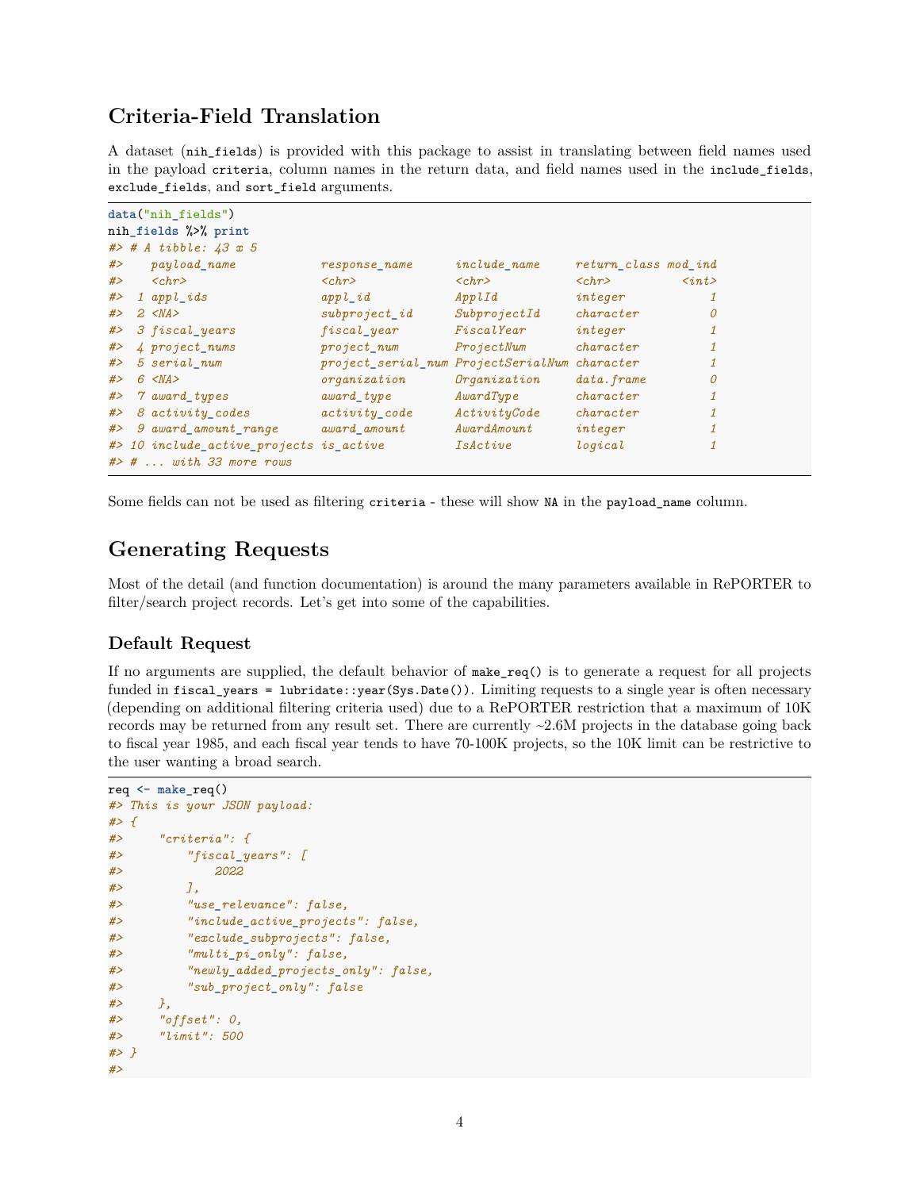## Criteria-Field Translation

A dataset (`nih_fields`) is provided with this package to assist in translating between field names used in the payload `criteria`, column names in the return data, and field names used in the `include_fields`, `exclude_fields`, and `sort_field` arguments.

```
data("nih_fields")
nih_fields %>% print
#> # A tibble: 43 x 5
#>    payload_name             response_name      include_name     return_class mod_ind
#>    <chr>                    <chr>              <chr>            <chr>          <int>
#>  1 appl_ids                 appl_id            ApplId           integer            1
#>  2 <NA>                     subproject_id      SubprojectId     character          0
#>  3 fiscal_years             fiscal_year        FiscalYear       integer            1
#>  4 project_nums             project_num        ProjectNum       character          1
#>  5 serial_num               project_serial_num ProjectSerialNum character          1
#>  6 <NA>                     organization       Organization     data.frame         0
#>  7 award_types              award_type         AwardType        character          1
#>  8 activity_codes           activity_code      ActivityCode     character          1
#>  9 award_amount_range       award_amount       AwardAmount      integer            1
#> 10 include_active_projects is_active           IsActive         logical            1
#> # ... with 33 more rows
```

Some fields can not be used as filtering `criteria` - these will show `NA` in the `payload_name` column.

## Generating Requests

Most of the detail (and function documentation) is around the many parameters available in RePORTER to filter/search project records. Let's get into some of the capabilities.

### Default Request

If no arguments are supplied, the default behavior of `make_req()` is to generate a request for all projects funded in `fiscal_years = lubridate::year(Sys.Date())`. Limiting requests to a single year is often necessary (depending on additional filtering criteria used) due to a RePORTER restriction that a maximum of 10K records may be returned from any result set. There are currently ~2.6M projects in the database going back to fiscal year 1985, and each fiscal year tends to have 70-100K projects, so the 10K limit can be restrictive to the user wanting a broad search.

```
req <- make_req()
#> This is your JSON payload:
#> {
#>     "criteria": {
#>         "fiscal_years": [
#>             2022
#>         ],
#>         "use_relevance": false,
#>         "include_active_projects": false,
#>         "exclude_subprojects": false,
#>         "multi_pi_only": false,
#>         "newly_added_projects_only": false,
#>         "sub_project_only": false
#>     },
#>     "offset": 0,
#>     "limit": 500
#> }
#>
```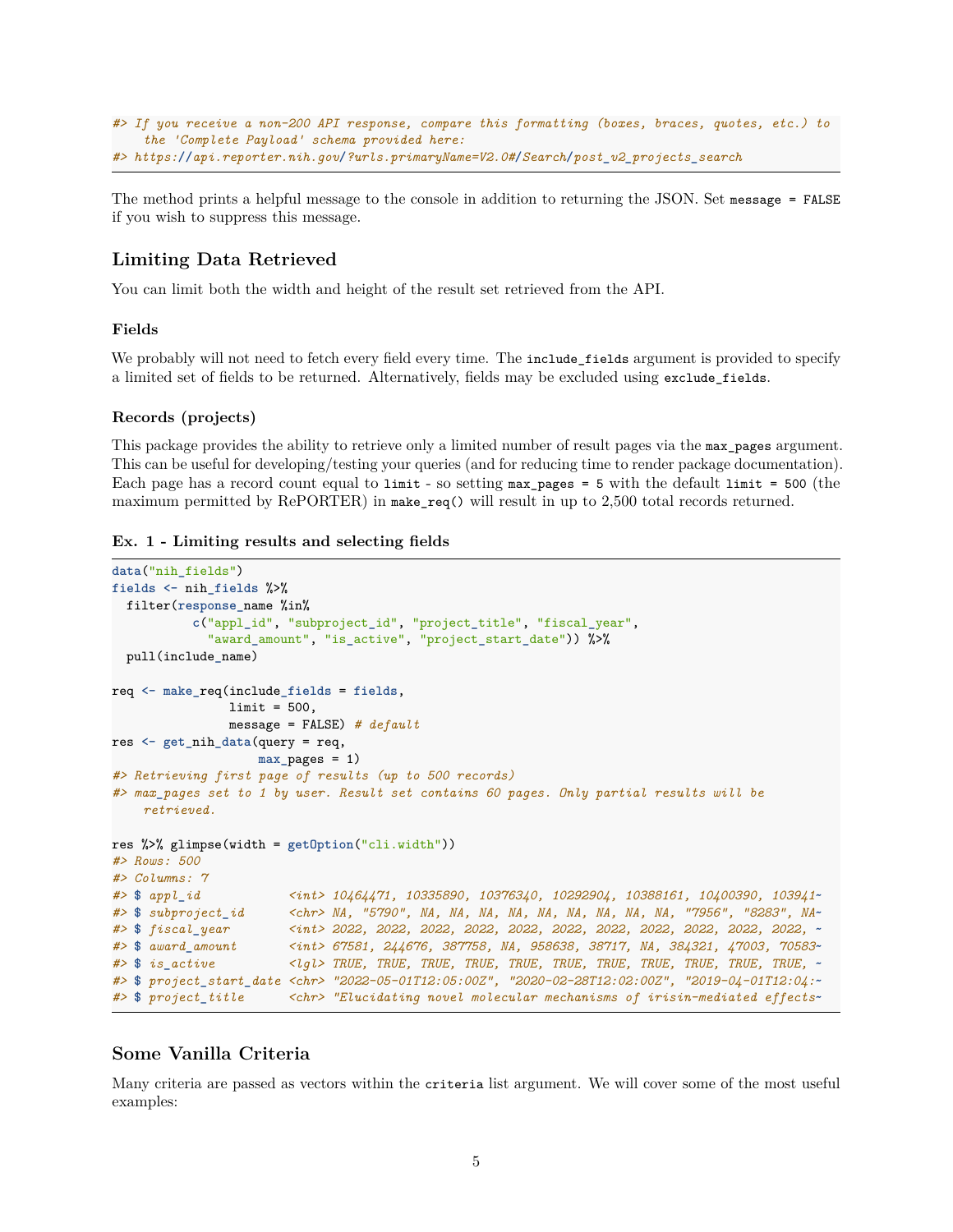```
#> If you receive a non-200 API response, compare this formatting (boxes, braces, quotes, etc.) to
    the 'Complete Payload' schema provided here:
#> https://api.reporter.nih.gov/?urls.primaryName=V2.0#/Search/post_v2_projects_search
```

The method prints a helpful message to the console in addition to returning the JSON. Set `message = FALSE` if you wish to suppress this message.

## Limiting Data Retrieved

You can limit both the width and height of the result set retrieved from the API.

### Fields

We probably will not need to fetch every field every time. The `include_fields` argument is provided to specify a limited set of fields to be returned. Alternatively, fields may be excluded using `exclude_fields`.

### Records (projects)

This package provides the ability to retrieve only a limited number of result pages via the `max_pages` argument. This can be useful for developing/testing your queries (and for reducing time to render package documentation). Each page has a record count equal to `limit` - so setting `max_pages = 5` with the default `limit = 500` (the maximum permitted by RePORTER) in `make_req()` will result in up to 2,500 total records returned.

### Ex. 1 - Limiting results and selecting fields

```
data("nih_fields")
fields <- nih_fields %>%
  filter(response_name %in%
           c("appl_id", "subproject_id", "project_title", "fiscal_year",
             "award_amount", "is_active", "project_start_date")) %>%
  pull(include_name)

req <- make_req(include_fields = fields,
                limit = 500,
                message = FALSE) # default
res <- get_nih_data(query = req,
                    max_pages = 1)
#> Retrieving first page of results (up to 500 records)
#> max_pages set to 1 by user. Result set contains 60 pages. Only partial results will be
    retrieved.

res %>% glimpse(width = getOption("cli.width"))
#> Rows: 500
#> Columns: 7
#> $ appl_id            <int> 10464471, 10335890, 10376340, 10292904, 10388161, 10400390, 103941~
#> $ subproject_id      <chr> NA, "5790", NA, NA, NA, NA, NA, NA, NA, NA, NA, "7956", "8283", NA~
#> $ fiscal_year        <int> 2022, 2022, 2022, 2022, 2022, 2022, 2022, 2022, 2022, 2022, 2022, ~
#> $ award_amount       <int> 67581, 244676, 387758, NA, 958638, 38717, NA, 384321, 47003, 70583~
#> $ is_active          <lgl> TRUE, TRUE, TRUE, TRUE, TRUE, TRUE, TRUE, TRUE, TRUE, TRUE, TRUE, ~
#> $ project_start_date <chr> "2022-05-01T12:05:00Z", "2020-02-28T12:02:00Z", "2019-04-01T12:04:~
#> $ project_title      <chr> "Elucidating novel molecular mechanisms of irisin-mediated effects~
```

## Some Vanilla Criteria

Many criteria are passed as vectors within the `criteria` list argument. We will cover some of the most useful examples: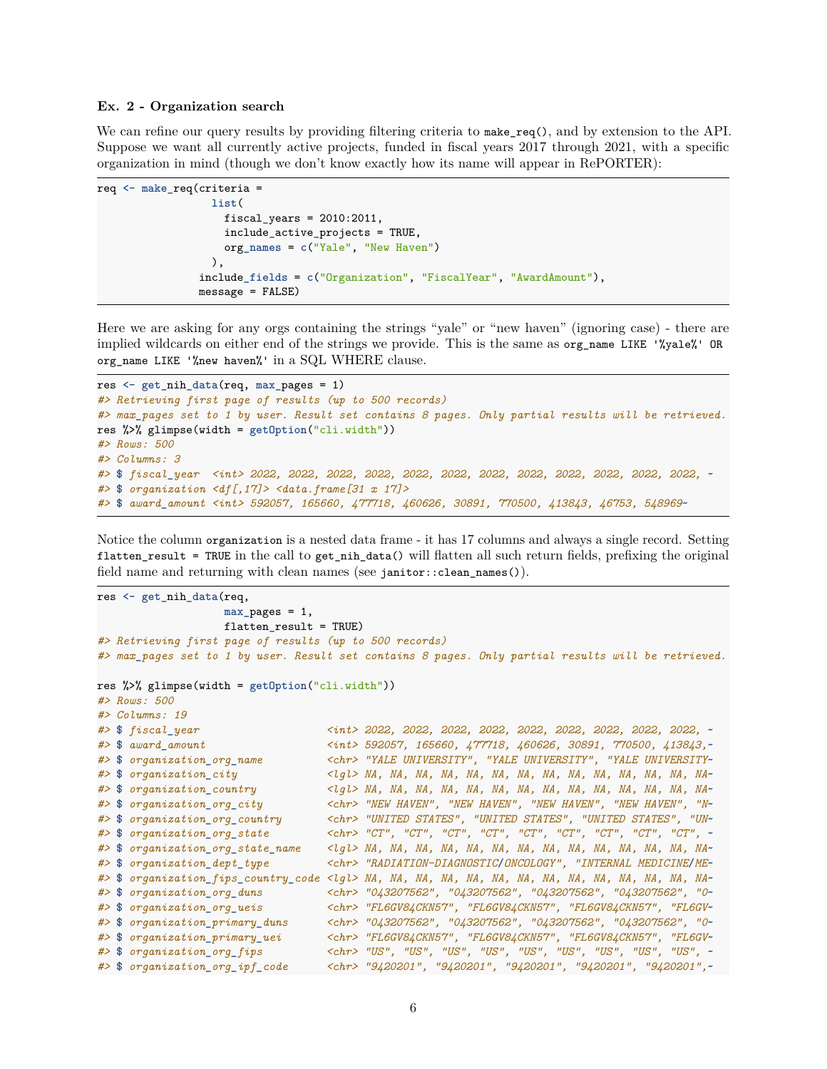### Ex. 2 - Organization search

We can refine our query results by providing filtering criteria to `make_req()`, and by extension to the API. Suppose we want all currently active projects, funded in fiscal years 2017 through 2021, with a specific organization in mind (though we don't know exactly how its name will appear in RePORTER):

```
req <- make_req(criteria =
                  list(
                    fiscal_years = 2010:2011,
                    include_active_projects = TRUE,
                    org_names = c("Yale", "New Haven")
                  ),
                include_fields = c("Organization", "FiscalYear", "AwardAmount"),
                message = FALSE)
```

Here we are asking for any orgs containing the strings "yale" or "new haven" (ignoring case) - there are implied wildcards on either end of the strings we provide. This is the same as `org_name LIKE '%yale%' OR org_name LIKE '%new haven%'` in a SQL WHERE clause.

```
res <- get_nih_data(req, max_pages = 1)
#> Retrieving first page of results (up to 500 records)
#> max_pages set to 1 by user. Result set contains 8 pages. Only partial results will be retrieved.
res %>% glimpse(width = getOption("cli.width"))
#> Rows: 500
#> Columns: 3
#> $ fiscal_year  <int> 2022, 2022, 2022, 2022, 2022, 2022, 2022, 2022, 2022, 2022, 2022, 2022, ~
#> $ organization <df[,17]> <data.frame[31 x 17]>
#> $ award_amount <int> 592057, 165660, 477718, 460626, 30891, 770500, 413843, 46753, 548969~
```

Notice the column `organization` is a nested data frame - it has 17 columns and always a single record. Setting `flatten_result = TRUE` in the call to `get_nih_data()` will flatten all such return fields, prefixing the original field name and returning with clean names (see `janitor::clean_names()`).

```
res <- get_nih_data(req,
                    max_pages = 1,
                    flatten_result = TRUE)
#> Retrieving first page of results (up to 500 records)
#> max_pages set to 1 by user. Result set contains 8 pages. Only partial results will be retrieved.

res %>% glimpse(width = getOption("cli.width"))
#> Rows: 500
#> Columns: 19
#> $ fiscal_year                    <int> 2022, 2022, 2022, 2022, 2022, 2022, 2022, 2022, 2022, ~
#> $ award_amount                   <int> 592057, 165660, 477718, 460626, 30891, 770500, 413843,~
#> $ organization_org_name          <chr> "YALE UNIVERSITY", "YALE UNIVERSITY", "YALE UNIVERSITY~
#> $ organization_city              <lgl> NA, NA, NA, NA, NA, NA, NA, NA, NA, NA, NA, NA, NA, NA~
#> $ organization_country           <lgl> NA, NA, NA, NA, NA, NA, NA, NA, NA, NA, NA, NA, NA, NA~
#> $ organization_org_city          <chr> "NEW HAVEN", "NEW HAVEN", "NEW HAVEN", "NEW HAVEN", "N~
#> $ organization_org_country       <chr> "UNITED STATES", "UNITED STATES", "UNITED STATES", "UN~
#> $ organization_org_state         <chr> "CT", "CT", "CT", "CT", "CT", "CT", "CT", "CT", "CT", ~
#> $ organization_org_state_name    <lgl> NA, NA, NA, NA, NA, NA, NA, NA, NA, NA, NA, NA, NA, NA~
#> $ organization_dept_type         <chr> "RADIATION-DIAGNOSTIC/ONCOLOGY", "INTERNAL MEDICINE/ME~
#> $ organization_fips_country_code <lgl> NA, NA, NA, NA, NA, NA, NA, NA, NA, NA, NA, NA, NA, NA~
#> $ organization_org_duns          <chr> "043207562", "043207562", "043207562", "043207562", "0~
#> $ organization_org_ueis          <chr> "FL6GV84CKN57", "FL6GV84CKN57", "FL6GV84CKN57", "FL6GV~
#> $ organization_primary_duns      <chr> "043207562", "043207562", "043207562", "043207562", "0~
#> $ organization_primary_uei       <chr> "FL6GV84CKN57", "FL6GV84CKN57", "FL6GV84CKN57", "FL6GV~
#> $ organization_org_fips          <chr> "US", "US", "US", "US", "US", "US", "US", "US", "US", ~
#> $ organization_org_ipf_code      <chr> "9420201", "9420201", "9420201", "9420201", "9420201",~
```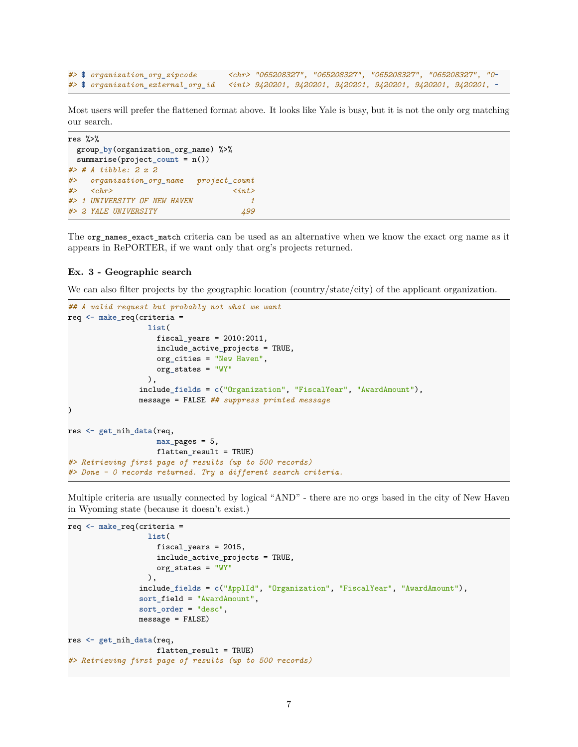```
#> $ organization_org_zipcode       <chr> "065208327", "065208327", "065208327", "065208327", "0~
#> $ organization_external_org_id   <int> 9420201, 9420201, 9420201, 9420201, 9420201, 9420201, ~
```

Most users will prefer the flattened format above. It looks like Yale is busy, but it is not the only org matching our search.

```
res %>%
  group_by(organization_org_name) %>%
  summarise(project_count = n())
#> # A tibble: 2 x 2
#>   organization_org_name   project_count
#>   <chr>                           <int>
#> 1 UNIVERSITY OF NEW HAVEN             1
#> 2 YALE UNIVERSITY                   499
```

The `org_names_exact_match` criteria can be used as an alternative when we know the exact org name as it appears in RePORTER, if we want only that org's projects returned.

**Ex. 3 - Geographic search**

We can also filter projects by the geographic location (country/state/city) of the applicant organization.

```
## A valid request but probably not what we want
req <- make_req(criteria =
                  list(
                    fiscal_years = 2010:2011,
                    include_active_projects = TRUE,
                    org_cities = "New Haven",
                    org_states = "WY"
                  ),
                include_fields = c("Organization", "FiscalYear", "AwardAmount"),
                message = FALSE ## suppress printed message
)

res <- get_nih_data(req,
                    max_pages = 5,
                    flatten_result = TRUE)
#> Retrieving first page of results (up to 500 records)
#> Done - 0 records returned. Try a different search criteria.
```

Multiple criteria are usually connected by logical "AND" - there are no orgs based in the city of New Haven in Wyoming state (because it doesn't exist.)

```
req <- make_req(criteria =
                  list(
                    fiscal_years = 2015,
                    include_active_projects = TRUE,
                    org_states = "WY"
                  ),
                include_fields = c("ApplId", "Organization", "FiscalYear", "AwardAmount"),
                sort_field = "AwardAmount",
                sort_order = "desc",
                message = FALSE)

res <- get_nih_data(req,
                    flatten_result = TRUE)
#> Retrieving first page of results (up to 500 records)
```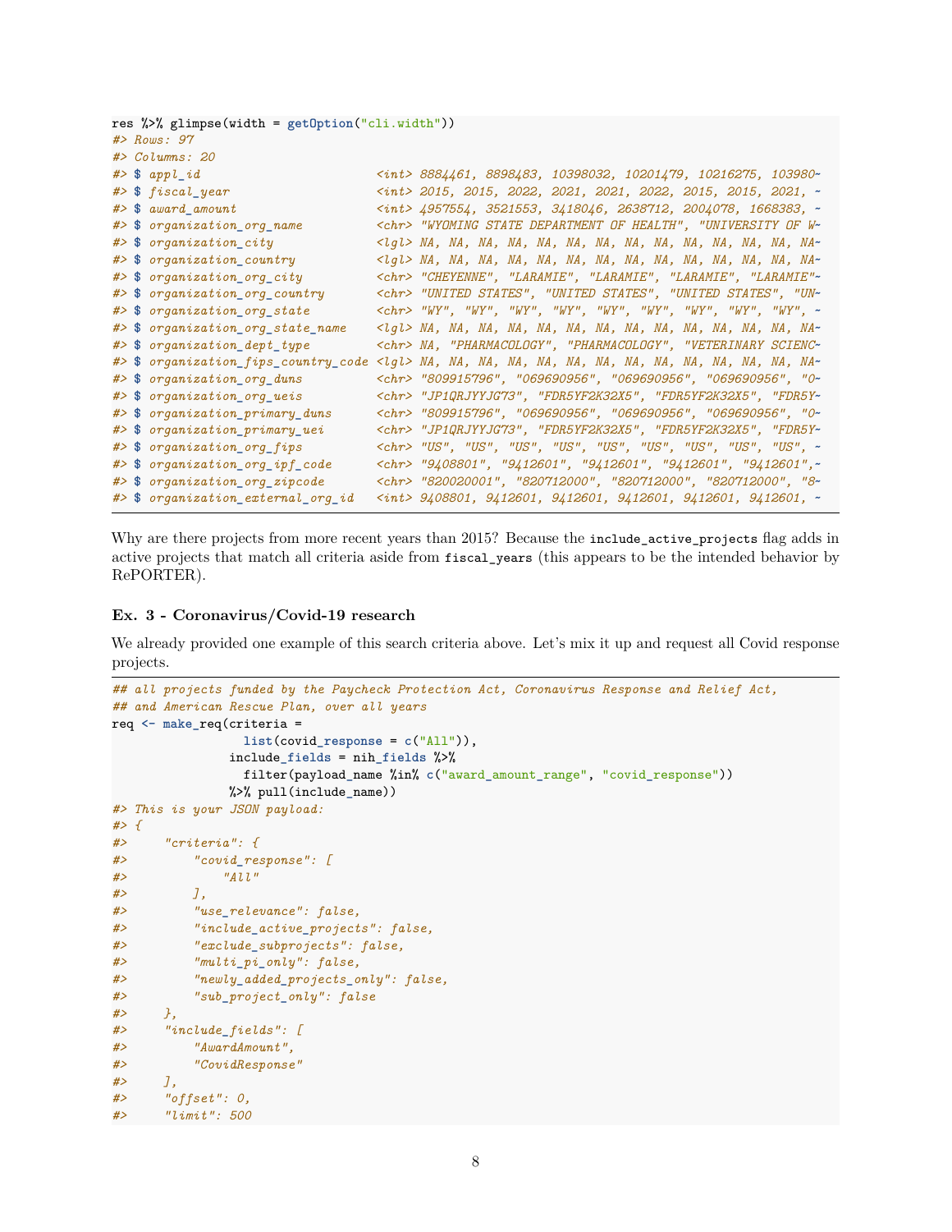```r
res %>% glimpse(width = getOption("cli.width"))
#> Rows: 97
#> Columns: 20
#> $ appl_id                         <int> 8884461, 8898483, 10398032, 10201479, 10216275, 103980~
#> $ fiscal_year                     <int> 2015, 2015, 2022, 2021, 2021, 2022, 2015, 2015, 2021, ~
#> $ award_amount                    <int> 4957554, 3521553, 3418046, 2638712, 2004078, 1668383, ~
#> $ organization_org_name           <chr> "WYOMING STATE DEPARTMENT OF HEALTH", "UNIVERSITY OF W~
#> $ organization_city               <lgl> NA, NA, NA, NA, NA, NA, NA, NA, NA, NA, NA, NA, NA, NA~
#> $ organization_country            <lgl> NA, NA, NA, NA, NA, NA, NA, NA, NA, NA, NA, NA, NA, NA~
#> $ organization_org_city           <chr> "CHEYENNE", "LARAMIE", "LARAMIE", "LARAMIE", "LARAMIE"~
#> $ organization_org_country        <chr> "UNITED STATES", "UNITED STATES", "UNITED STATES", "UN~
#> $ organization_org_state          <chr> "WY", "WY", "WY", "WY", "WY", "WY", "WY", "WY", "WY", ~
#> $ organization_org_state_name     <lgl> NA, NA, NA, NA, NA, NA, NA, NA, NA, NA, NA, NA, NA, NA~
#> $ organization_dept_type          <chr> NA, "PHARMACOLOGY", "PHARMACOLOGY", "VETERINARY SCIENC~
#> $ organization_fips_country_code  <lgl> NA, NA, NA, NA, NA, NA, NA, NA, NA, NA, NA, NA, NA, NA~
#> $ organization_org_duns           <chr> "809915796", "069690956", "069690956", "069690956", "0~
#> $ organization_org_ueis           <chr> "JP1QRJYYJG73", "FDR5YF2K32X5", "FDR5YF2K32X5", "FDR5Y~
#> $ organization_primary_duns       <chr> "809915796", "069690956", "069690956", "069690956", "0~
#> $ organization_primary_uei        <chr> "JP1QRJYYJG73", "FDR5YF2K32X5", "FDR5YF2K32X5", "FDR5Y~
#> $ organization_org_fips           <chr> "US", "US", "US", "US", "US", "US", "US", "US", "US", ~
#> $ organization_org_ipf_code       <chr> "9408801", "9412601", "9412601", "9412601", "9412601",~
#> $ organization_org_zipcode        <chr> "820020001", "820712000", "820712000", "820712000", "8~
#> $ organization_external_org_id    <int> 9408801, 9412601, 9412601, 9412601, 9412601, 9412601, ~
```

Why are there projects from more recent years than 2015? Because the `include_active_projects` flag adds in active projects that match all criteria aside from `fiscal_years` (this appears to be the intended behavior by RePORTER).

### Ex. 3 - Coronavirus/Covid-19 research

We already provided one example of this search criteria above. Let's mix it up and request all Covid response projects.

```r
## all projects funded by the Paycheck Protection Act, Coronavirus Response and Relief Act,
## and American Rescue Plan, over all years
req <- make_req(criteria =
                  list(covid_response = c("All")),
                include_fields = nih_fields %>%
                  filter(payload_name %in% c("award_amount_range", "covid_response"))
                %>% pull(include_name))
#> This is your JSON payload:
#> {
#>     "criteria": {
#>         "covid_response": [
#>             "All"
#>         ],
#>         "use_relevance": false,
#>         "include_active_projects": false,
#>         "exclude_subprojects": false,
#>         "multi_pi_only": false,
#>         "newly_added_projects_only": false,
#>         "sub_project_only": false
#>     },
#>     "include_fields": [
#>         "AwardAmount",
#>         "CovidResponse"
#>     ],
#>     "offset": 0,
#>     "limit": 500
```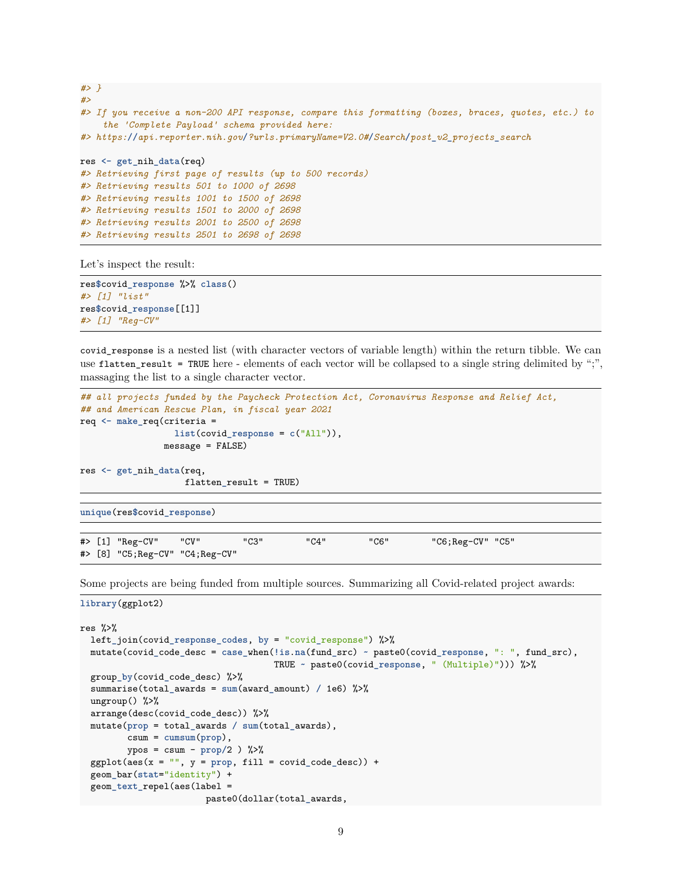```
#> }
#>
#> If you receive a non-200 API response, compare this formatting (boxes, braces, quotes, etc.) to
    the 'Complete Payload' schema provided here:
#> https://api.reporter.nih.gov/?urls.primaryName=V2.0#/Search/post_v2_projects_search

res <- get_nih_data(req)
#> Retrieving first page of results (up to 500 records)
#> Retrieving results 501 to 1000 of 2698
#> Retrieving results 1001 to 1500 of 2698
#> Retrieving results 1501 to 2000 of 2698
#> Retrieving results 2001 to 2500 of 2698
#> Retrieving results 2501 to 2698 of 2698
```

Let's inspect the result:

```
res$covid_response %>% class()
#> [1] "list"
res$covid_response[[1]]
#> [1] "Reg-CV"
```

`covid_response` is a nested list (with character vectors of variable length) within the return tibble. We can use `flatten_result = TRUE` here - elements of each vector will be collapsed to a single string delimited by ";", massaging the list to a single character vector.

```
## all projects funded by the Paycheck Protection Act, Coronavirus Response and Relief Act,
## and American Rescue Plan, in fiscal year 2021
req <- make_req(criteria =
                  list(covid_response = c("All")),
                message = FALSE)

res <- get_nih_data(req,
                    flatten_result = TRUE)
```

```
unique(res$covid_response)
```

```
#> [1] "Reg-CV"    "CV"        "C3"        "C4"        "C6"        "C6;Reg-CV" "C5"
#> [8] "C5;Reg-CV" "C4;Reg-CV"
```

Some projects are being funded from multiple sources. Summarizing all Covid-related project awards:

```
library(ggplot2)

res %>%
  left_join(covid_response_codes, by = "covid_response") %>%
  mutate(covid_code_desc = case_when(!is.na(fund_src) ~ paste0(covid_response, ": ", fund_src),
                                     TRUE ~ paste0(covid_response, " (Multiple)"))) %>%
  group_by(covid_code_desc) %>%
  summarise(total_awards = sum(award_amount) / 1e6) %>%
  ungroup() %>%
  arrange(desc(covid_code_desc)) %>%
  mutate(prop = total_awards / sum(total_awards),
         csum = cumsum(prop),
         ypos = csum - prop/2 ) %>%
  ggplot(aes(x = "", y = prop, fill = covid_code_desc)) +
  geom_bar(stat="identity") +
  geom_text_repel(aes(label =
                        paste0(dollar(total_awards,
```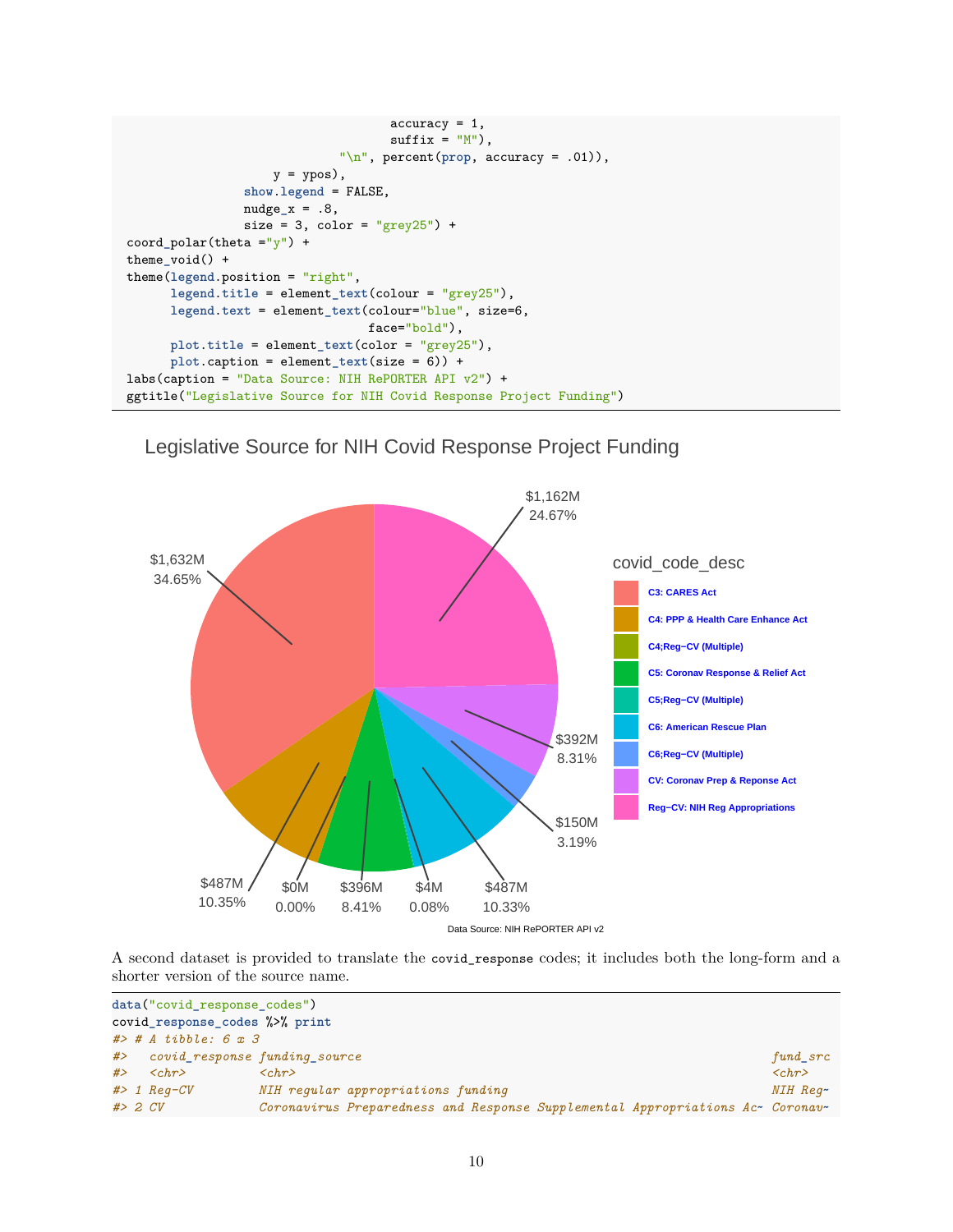```
                                     accuracy = 1,
                                     suffix = "M"),
                              "\n", percent(prop, accuracy = .01)),
                     y = ypos),
                 show.legend = FALSE,
                 nudge_x = .8,
                 size = 3, color = "grey25") +
coord_polar(theta ="y") +
theme_void() +
theme(legend.position = "right",
      legend.title = element_text(colour = "grey25"),
      legend.text = element_text(colour="blue", size=6,
                                 face="bold"),
      plot.title = element_text(color = "grey25"),
      plot.caption = element_text(size = 6)) +
labs(caption = "Data Source: NIH RePORTER API v2") +
ggtitle("Legislative Source for NIH Covid Response Project Funding")
```

Legislative Source for NIH Covid Response Project Funding

covid_code_desc

- C3: CARES Act
- C4: PPP & Health Care Enhance Act
- C4;Reg−CV (Multiple)
- C5: Coronav Response & Relief Act
- C5;Reg−CV (Multiple)
- C6: American Rescue Plan
- C6;Reg−CV (Multiple)
- CV: Coronav Prep & Reponse Act
- Reg−CV: NIH Reg Appropriations

$1,632M 34.65% · $1,162M 24.67% · $392M 8.31% · $150M 3.19% · $487M 10.33% · $4M 0.08% · $396M 8.41% · $0M 0.00% · $487M 10.35%

Data Source: NIH RePORTER API v2

A second dataset is provided to translate the `covid_response` codes; it includes both the long-form and a shorter version of the source name.

```
data("covid_response_codes")
covid_response_codes %>% print
#> # A tibble: 6 x 3
#>   covid_response funding_source                                               fund_src
#>   <chr>          <chr>                                                        <chr>
#> 1 Reg-CV         NIH regular appropriations funding                           NIH Reg~
#> 2 CV             Coronavirus Preparedness and Response Supplemental Appropriations Ac~ Coronav~
```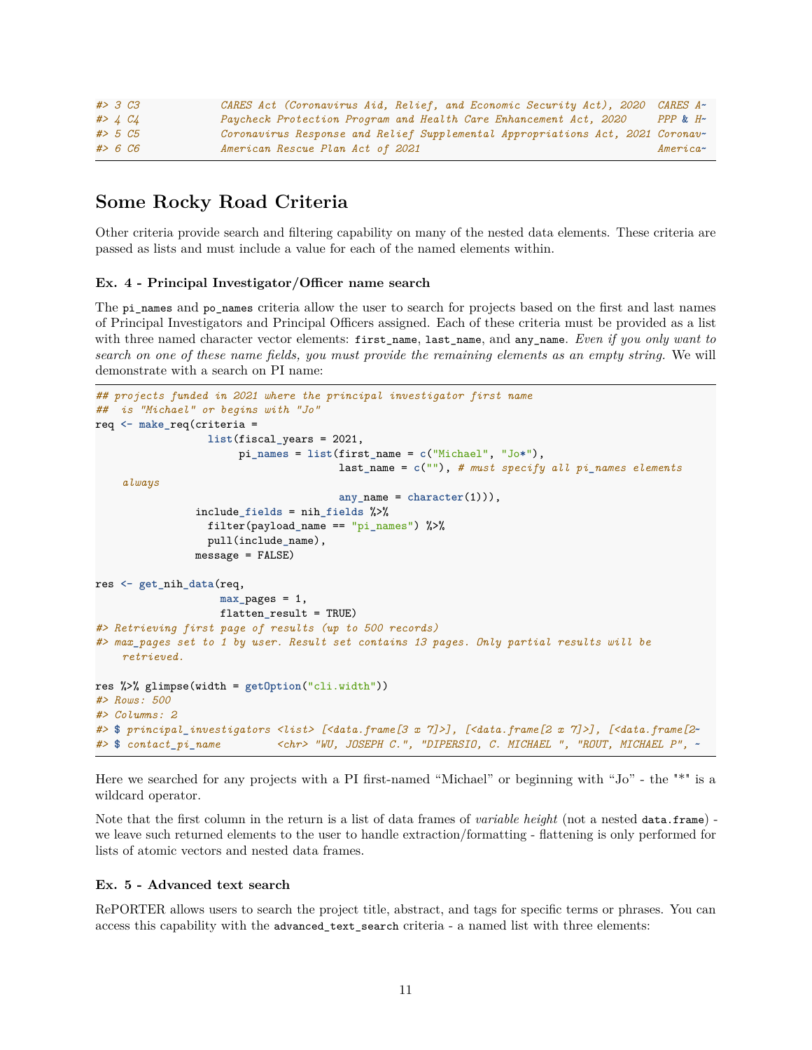```
#> 3 C3          CARES Act (Coronavirus Aid, Relief, and Economic Security Act), 2020  CARES A~
#> 4 C4          Paycheck Protection Program and Health Care Enhancement Act, 2020     PPP & H~
#> 5 C5          Coronavirus Response and Relief Supplemental Appropriations Act, 2021 Coronav~
#> 6 C6          American Rescue Plan Act of 2021                                      America~
```

## Some Rocky Road Criteria

Other criteria provide search and filtering capability on many of the nested data elements. These criteria are passed as lists and must include a value for each of the named elements within.

### Ex. 4 - Principal Investigator/Officer name search

The `pi_names` and `po_names` criteria allow the user to search for projects based on the first and last names of Principal Investigators and Principal Officers assigned. Each of these criteria must be provided as a list with three named character vector elements: `first_name`, `last_name`, and `any_name`. *Even if you only want to search on one of these name fields, you must provide the remaining elements as an empty string.* We will demonstrate with a search on PI name:

```
## projects funded in 2021 where the principal investigator first name
##  is "Michael" or begins with "Jo"
req <- make_req(criteria =
                  list(fiscal_years = 2021,
                       pi_names = list(first_name = c("Michael", "Jo*"),
                                       last_name = c(""), # must specify all pi_names elements
    always
                                       any_name = character(1))),
                include_fields = nih_fields %>%
                  filter(payload_name == "pi_names") %>%
                  pull(include_name),
                message = FALSE)

res <- get_nih_data(req,
                    max_pages = 1,
                    flatten_result = TRUE)
#> Retrieving first page of results (up to 500 records)
#> max_pages set to 1 by user. Result set contains 13 pages. Only partial results will be
    retrieved.

res %>% glimpse(width = getOption("cli.width"))
#> Rows: 500
#> Columns: 2
#> $ principal_investigators <list> [<data.frame[3 x 7]>], [<data.frame[2 x 7]>], [<data.frame[2~
#> $ contact_pi_name         <chr> "WU, JOSEPH C.", "DIPERSIO, C. MICHAEL ", "ROUT, MICHAEL P", ~
```

Here we searched for any projects with a PI first-named "Michael" or beginning with "Jo" - the "*" is a wildcard operator.

Note that the first column in the return is a list of data frames of *variable height* (not a nested `data.frame`) - we leave such returned elements to the user to handle extraction/formatting - flattening is only performed for lists of atomic vectors and nested data frames.

### Ex. 5 - Advanced text search

RePORTER allows users to search the project title, abstract, and tags for specific terms or phrases. You can access this capability with the `advanced_text_search` criteria - a named list with three elements: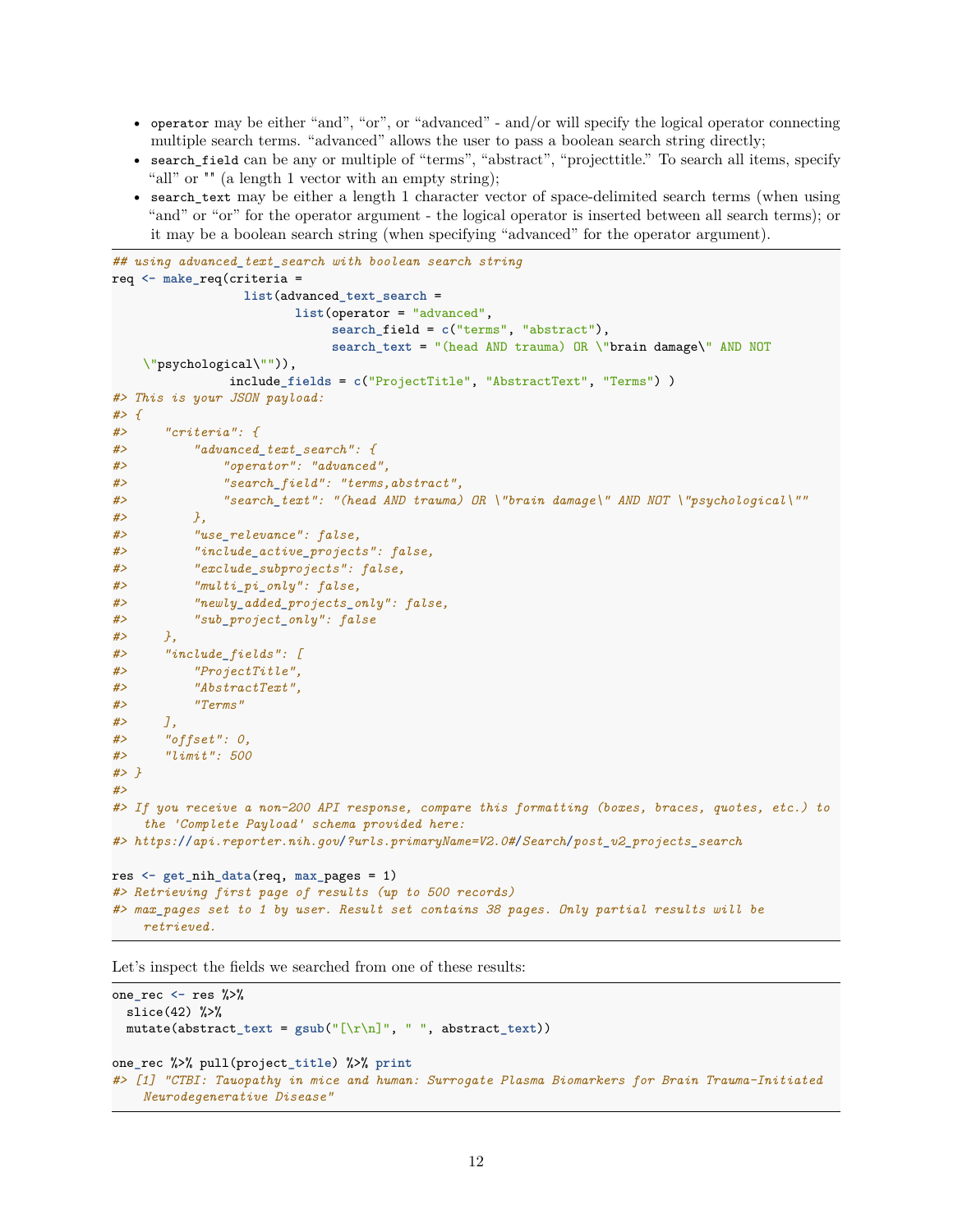- `operator` may be either "and", "or", or "advanced" - and/or will specify the logical operator connecting multiple search terms. "advanced" allows the user to pass a boolean search string directly;
- `search_field` can be any or multiple of "terms", "abstract", "projecttitle." To search all items, specify "all" or "" (a length 1 vector with an empty string);
- `search_text` may be either a length 1 character vector of space-delimited search terms (when using "and" or "or" for the operator argument - the logical operator is inserted between all search terms); or it may be a boolean search string (when specifying "advanced" for the operator argument).

```
## using advanced_text_search with boolean search string
req <- make_req(criteria =
                  list(advanced_text_search =
                         list(operator = "advanced",
                              search_field = c("terms", "abstract"),
                              search_text = "(head AND trauma) OR \"brain damage\" AND NOT
    \"psychological\"")),
                include_fields = c("ProjectTitle", "AbstractText", "Terms") )
#> This is your JSON payload:
#> {
#>     "criteria": {
#>         "advanced_text_search": {
#>             "operator": "advanced",
#>             "search_field": "terms,abstract",
#>             "search_text": "(head AND trauma) OR \"brain damage\" AND NOT \"psychological\""
#>         },
#>         "use_relevance": false,
#>         "include_active_projects": false,
#>         "exclude_subprojects": false,
#>         "multi_pi_only": false,
#>         "newly_added_projects_only": false,
#>         "sub_project_only": false
#>     },
#>     "include_fields": [
#>         "ProjectTitle",
#>         "AbstractText",
#>         "Terms"
#>     ],
#>     "offset": 0,
#>     "limit": 500
#> }
#>
#> If you receive a non-200 API response, compare this formatting (boxes, braces, quotes, etc.) to
    the 'Complete Payload' schema provided here:
#> https://api.reporter.nih.gov/?urls.primaryName=V2.0#/Search/post_v2_projects_search

res <- get_nih_data(req, max_pages = 1)
#> Retrieving first page of results (up to 500 records)
#> max_pages set to 1 by user. Result set contains 38 pages. Only partial results will be
    retrieved.
```

Let's inspect the fields we searched from one of these results:

```
one_rec <- res %>%
  slice(42) %>%
  mutate(abstract_text = gsub("[\r\n]", " ", abstract_text))

one_rec %>% pull(project_title) %>% print
#> [1] "CTBI: Tauopathy in mice and human: Surrogate Plasma Biomarkers for Brain Trauma-Initiated
    Neurodegenerative Disease"
```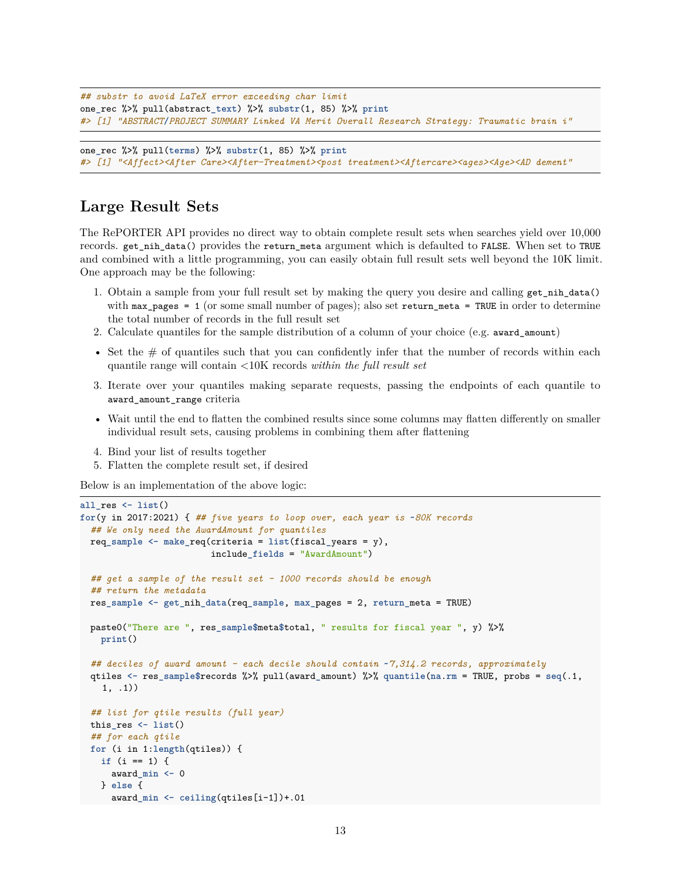```
## substr to avoid LaTeX error exceeding char limit
one_rec %>% pull(abstract_text) %>% substr(1, 85) %>% print
#> [1] "ABSTRACT/PROJECT SUMMARY Linked VA Merit Overall Research Strategy: Traumatic brain i"
```

```
one_rec %>% pull(terms) %>% substr(1, 85) %>% print
#> [1] "<Affect><After Care><After-Treatment><post treatment><Aftercare><ages><Age><AD dement"
```

## Large Result Sets

The RePORTER API provides no direct way to obtain complete result sets when searches yield over 10,000 records. `get_nih_data()` provides the `return_meta` argument which is defaulted to `FALSE`. When set to `TRUE` and combined with a little programming, you can easily obtain full result sets well beyond the 10K limit. One approach may be the following:

1. Obtain a sample from your full result set by making the query you desire and calling `get_nih_data()` with `max_pages = 1` (or some small number of pages); also set `return_meta = TRUE` in order to determine the total number of records in the full result set
2. Calculate quantiles for the sample distribution of a column of your choice (e.g. `award_amount`)

- Set the # of quantiles such that you can confidently infer that the number of records within each quantile range will contain <10K records *within the full result set*

3. Iterate over your quantiles making separate requests, passing the endpoints of each quantile to `award_amount_range` criteria

- Wait until the end to flatten the combined results since some columns may flatten differently on smaller individual result sets, causing problems in combining them after flattening

4. Bind your list of results together
5. Flatten the complete result set, if desired

Below is an implementation of the above logic:

```
all_res <- list()
for(y in 2017:2021) { ## five years to loop over, each year is ~80K records
  ## We only need the AwardAmount for quantiles
  req_sample <- make_req(criteria = list(fiscal_years = y),
                         include_fields = "AwardAmount")

  ## get a sample of the result set - 1000 records should be enough
  ## return the metadata
  res_sample <- get_nih_data(req_sample, max_pages = 2, return_meta = TRUE)

  paste0("There are ", res_sample$meta$total, " results for fiscal year ", y) %>%
    print()

  ## deciles of award amount - each decile should contain ~7,314.2 records, approximately
  qtiles <- res_sample$records %>% pull(award_amount) %>% quantile(na.rm = TRUE, probs = seq(.1,
    1, .1))

  ## list for qtile results (full year)
  this_res <- list()
  ## for each qtile
  for (i in 1:length(qtiles)) {
    if (i == 1) {
      award_min <- 0
    } else {
      award_min <- ceiling(qtiles[i-1])+.01
```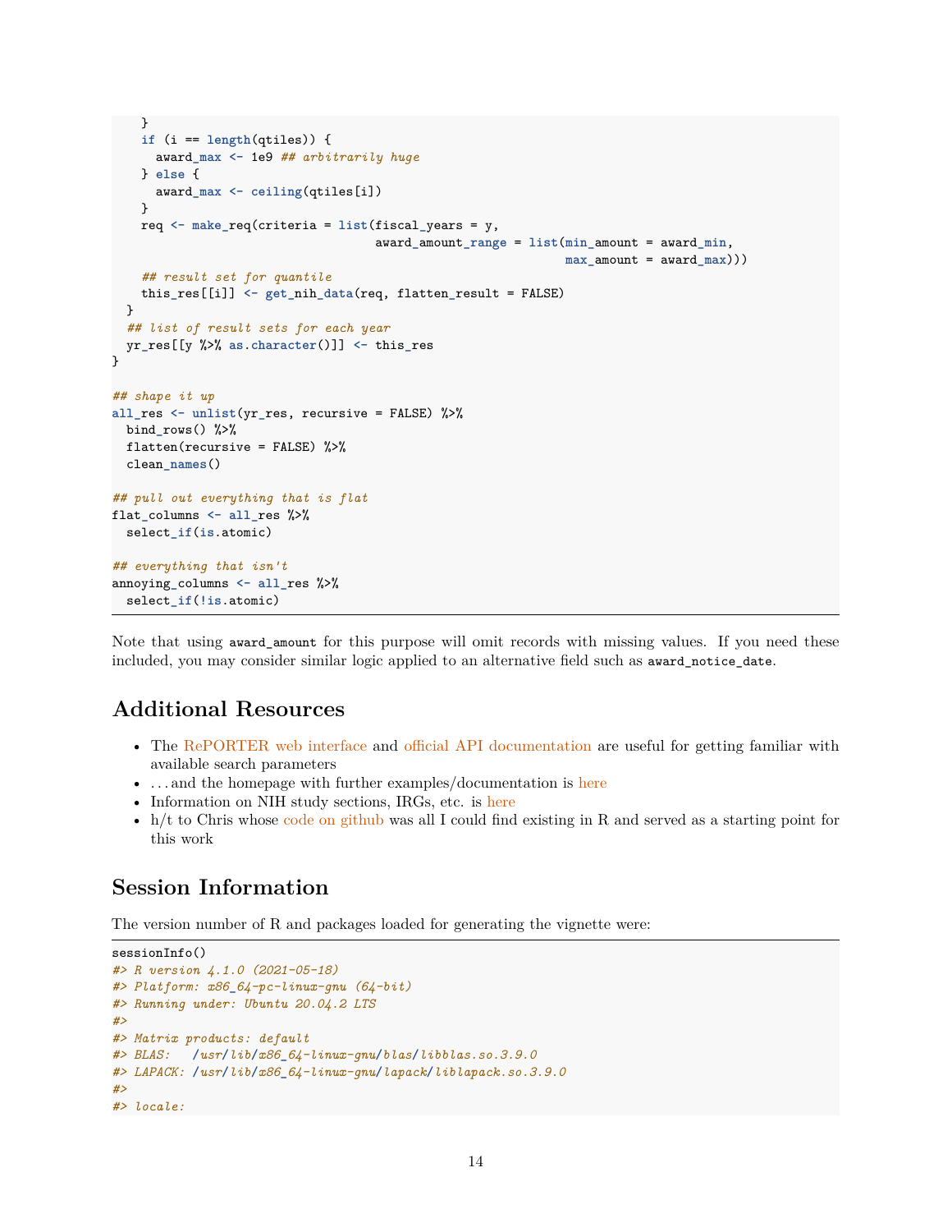```r
    }
    if (i == length(qtiles)) {
      award_max <- 1e9 ## arbitrarily huge
    } else {
      award_max <- ceiling(qtiles[i])
    }
    req <- make_req(criteria = list(fiscal_years = y,
                                    award_amount_range = list(min_amount = award_min,
                                                              max_amount = award_max)))
    ## result set for quantile
    this_res[[i]] <- get_nih_data(req, flatten_result = FALSE)
  }
  ## list of result sets for each year
  yr_res[[y %>% as.character()]] <- this_res
}

## shape it up
all_res <- unlist(yr_res, recursive = FALSE) %>%
  bind_rows() %>%
  flatten(recursive = FALSE) %>%
  clean_names()

## pull out everything that is flat
flat_columns <- all_res %>%
  select_if(is.atomic)

## everything that isn't
annoying_columns <- all_res %>%
  select_if(!is.atomic)
```

Note that using `award_amount` for this purpose will omit records with missing values. If you need these included, you may consider similar logic applied to an alternative field such as `award_notice_date`.

## Additional Resources

- The RePORTER web interface and official API documentation are useful for getting familiar with available search parameters
- …and the homepage with further examples/documentation is here
- Information on NIH study sections, IRGs, etc. is here
- h/t to Chris whose code on github was all I could find existing in R and served as a starting point for this work

## Session Information

The version number of R and packages loaded for generating the vignette were:

```r
sessionInfo()
#> R version 4.1.0 (2021-05-18)
#> Platform: x86_64-pc-linux-gnu (64-bit)
#> Running under: Ubuntu 20.04.2 LTS
#>
#> Matrix products: default
#> BLAS:   /usr/lib/x86_64-linux-gnu/blas/libblas.so.3.9.0
#> LAPACK: /usr/lib/x86_64-linux-gnu/lapack/liblapack.so.3.9.0
#>
#> locale:
```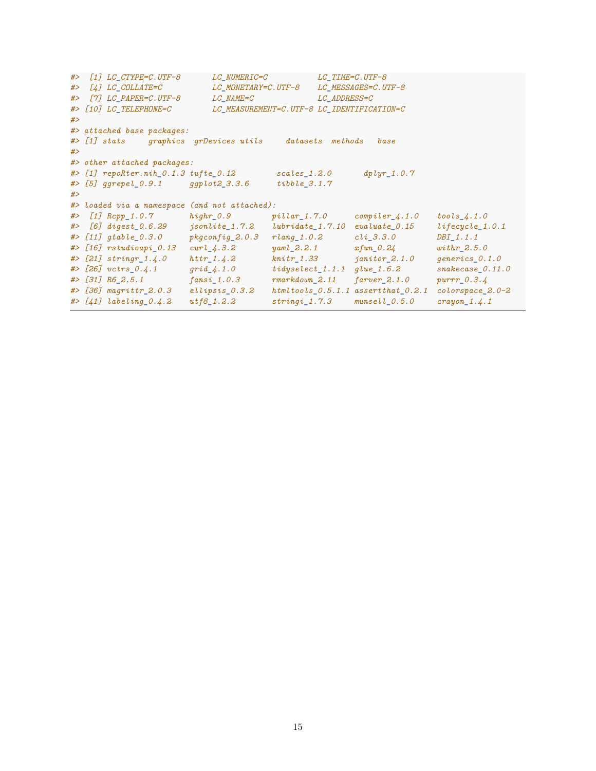```
#>  [1] LC_CTYPE=C.UTF-8       LC_NUMERIC=C           LC_TIME=C.UTF-8
#>  [4] LC_COLLATE=C           LC_MONETARY=C.UTF-8    LC_MESSAGES=C.UTF-8
#>  [7] LC_PAPER=C.UTF-8       LC_NAME=C              LC_ADDRESS=C
#> [10] LC_TELEPHONE=C         LC_MEASUREMENT=C.UTF-8 LC_IDENTIFICATION=C
#>
#> attached base packages:
#> [1] stats     graphics  grDevices utils     datasets  methods   base
#>
#> other attached packages:
#> [1] repoRter.nih_0.1.3 tufte_0.12         scales_1.2.0       dplyr_1.0.7
#> [5] ggrepel_0.9.1      ggplot2_3.3.6      tibble_3.1.7
#>
#> loaded via a namespace (and not attached):
#>  [1] Rcpp_1.0.7        highr_0.9         pillar_1.7.0      compiler_4.1.0    tools_4.1.0
#>  [6] digest_0.6.29     jsonlite_1.7.2    lubridate_1.7.10  evaluate_0.15     lifecycle_1.0.1
#> [11] gtable_0.3.0      pkgconfig_2.0.3   rlang_1.0.2       cli_3.3.0         DBI_1.1.1
#> [16] rstudioapi_0.13   curl_4.3.2        yaml_2.2.1        xfun_0.24         withr_2.5.0
#> [21] stringr_1.4.0     httr_1.4.2        knitr_1.33        janitor_2.1.0     generics_0.1.0
#> [26] vctrs_0.4.1       grid_4.1.0        tidyselect_1.1.1  glue_1.6.2        snakecase_0.11.0
#> [31] R6_2.5.1          fansi_1.0.3       rmarkdown_2.11    farver_2.1.0      purrr_0.3.4
#> [36] magrittr_2.0.3    ellipsis_0.3.2    htmltools_0.5.1.1 assertthat_0.2.1  colorspace_2.0-2
#> [41] labeling_0.4.2    utf8_1.2.2        stringi_1.7.3     munsell_0.5.0     crayon_1.4.1
```